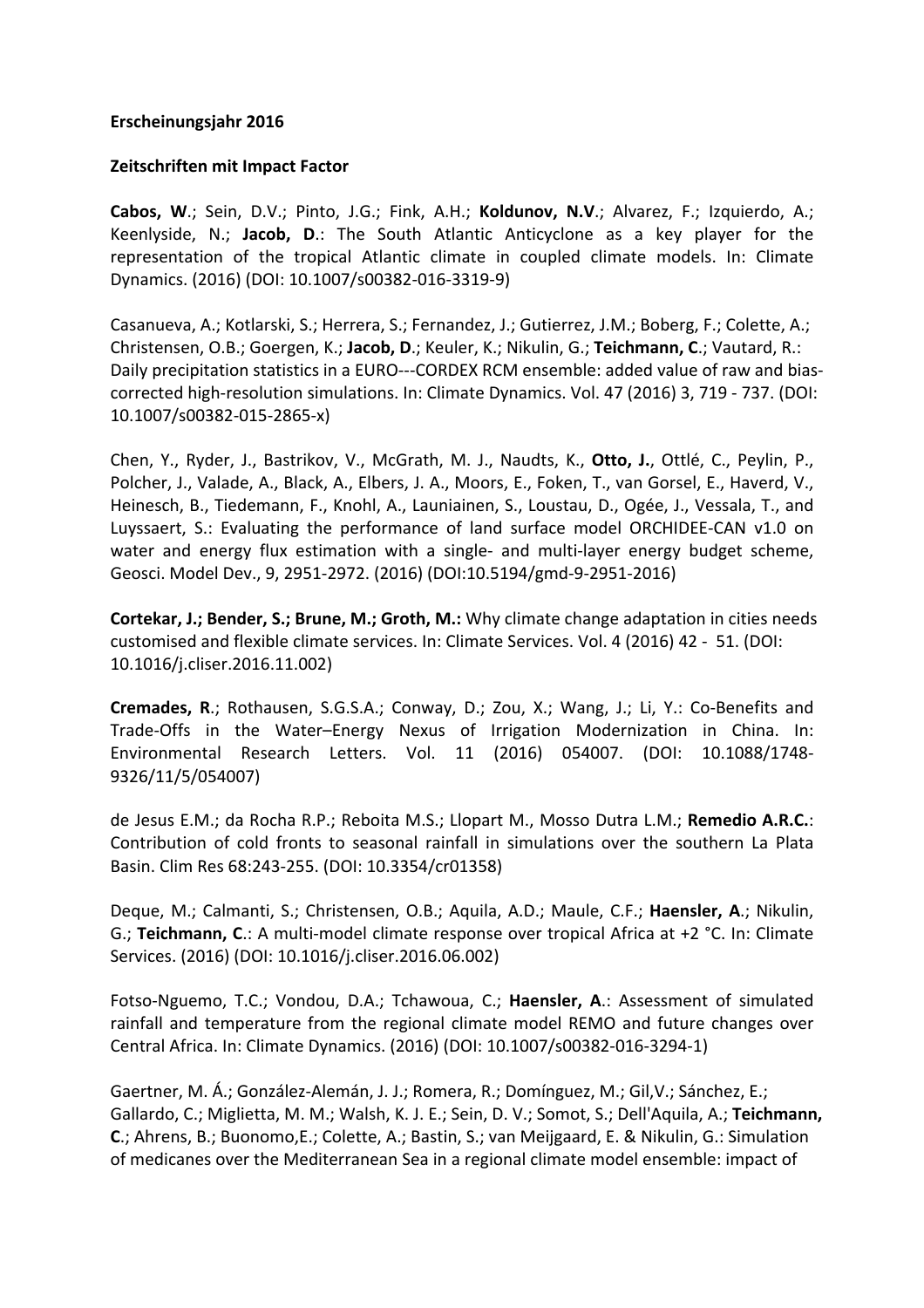**Erscheinungsjahr 2016**

**Zeitschriften mit Impact Factor**

**Cabos, W**.; Sein, D.V.; Pinto, J.G.; Fink, A.H.; **Koldunov, N.V**.; Alvarez, F.; Izquierdo, A.; Keenlyside, N.; **Jacob, D**.: The South Atlantic Anticyclone as a key player for the representation of the tropical Atlantic climate in coupled climate models. In: Climate Dynamics. (2016) (DOI: 10.1007/s00382-016-3319-9)

Casanueva, A.; Kotlarski, S.; Herrera, S.; Fernandez, J.; Gutierrez, J.M.; Boberg, F.; Colette, A.; Christensen, O.B.; Goergen, K.; **Jacob, D**.; Keuler, K.; Nikulin, G.; **Teichmann, C**.; Vautard, R.: Daily precipitation statistics in a EURO---CORDEX RCM ensemble: added value of raw and bias-corrected high-resolution simulations. In: Climate Dynamics. Vol. 47 (2016) 3, 719 - 737. (DOI: 10.1007/s00382-015-2865-x)

Chen, Y., Ryder, J., Bastrikov, V., McGrath, M. J., Naudts, K., **Otto, J.**, Ottlé, C., Peylin, P., Polcher, J., Valade, A., Black, A., Elbers, J. A., Moors, E., Foken, T., van Gorsel, E., Haverd, V., Heinesch, B., Tiedemann, F., Knohl, A., Launiainen, S., Loustau, D., Ogée, J., Vessala, T., and Luyssaert, S.: Evaluating the performance of land surface model ORCHIDEE-CAN v1.0 on water and energy flux estimation with a single- and multi-layer energy budget scheme, Geosci. Model Dev., 9, 2951-2972. (2016) (DOI:10.5194/gmd-9-2951-2016)

**Cortekar, J.; Bender, S.; Brune, M.; Groth, M.:** Why climate change adaptation in cities needs customised and flexible climate services. In: Climate Services. Vol. 4 (2016) 42 - 51. (DOI: 10.1016/j.cliser.2016.11.002)

**Cremades, R**.; Rothausen, S.G.S.A.; Conway, D.; Zou, X.; Wang, J.; Li, Y.: Co-Benefits and Trade-Offs in the Water–Energy Nexus of Irrigation Modernization in China. In: Environmental Research Letters. Vol. 11 (2016) 054007. (DOI: 10.1088/1748-9326/11/5/054007)

de Jesus E.M.; da Rocha R.P.; Reboita M.S.; Llopart M., Mosso Dutra L.M.; **Remedio A.R.C.**: Contribution of cold fronts to seasonal rainfall in simulations over the southern La Plata Basin. Clim Res 68:243-255. (DOI: 10.3354/cr01358)

Deque, M.; Calmanti, S.; Christensen, O.B.; Aquila, A.D.; Maule, C.F.; **Haensler, A**.; Nikulin, G.; **Teichmann, C**.: A multi-model climate response over tropical Africa at +2 °C. In: Climate Services. (2016) (DOI: 10.1016/j.cliser.2016.06.002)

Fotso-Nguemo, T.C.; Vondou, D.A.; Tchawoua, C.; **Haensler, A**.: Assessment of simulated rainfall and temperature from the regional climate model REMO and future changes over Central Africa. In: Climate Dynamics. (2016) (DOI: 10.1007/s00382-016-3294-1)

Gaertner, M. Á.; González-Alemán, J. J.; Romera, R.; Domínguez, M.; Gil,V.; Sánchez, E.; Gallardo, C.; Miglietta, M. M.; Walsh, K. J. E.; Sein, D. V.; Somot, S.; Dell'Aquila, A.; **Teichmann, C**.; Ahrens, B.; Buonomo,E.; Colette, A.; Bastin, S.; van Meijgaard, E. & Nikulin, G.: Simulation of medicanes over the Mediterranean Sea in a regional climate model ensemble: impact of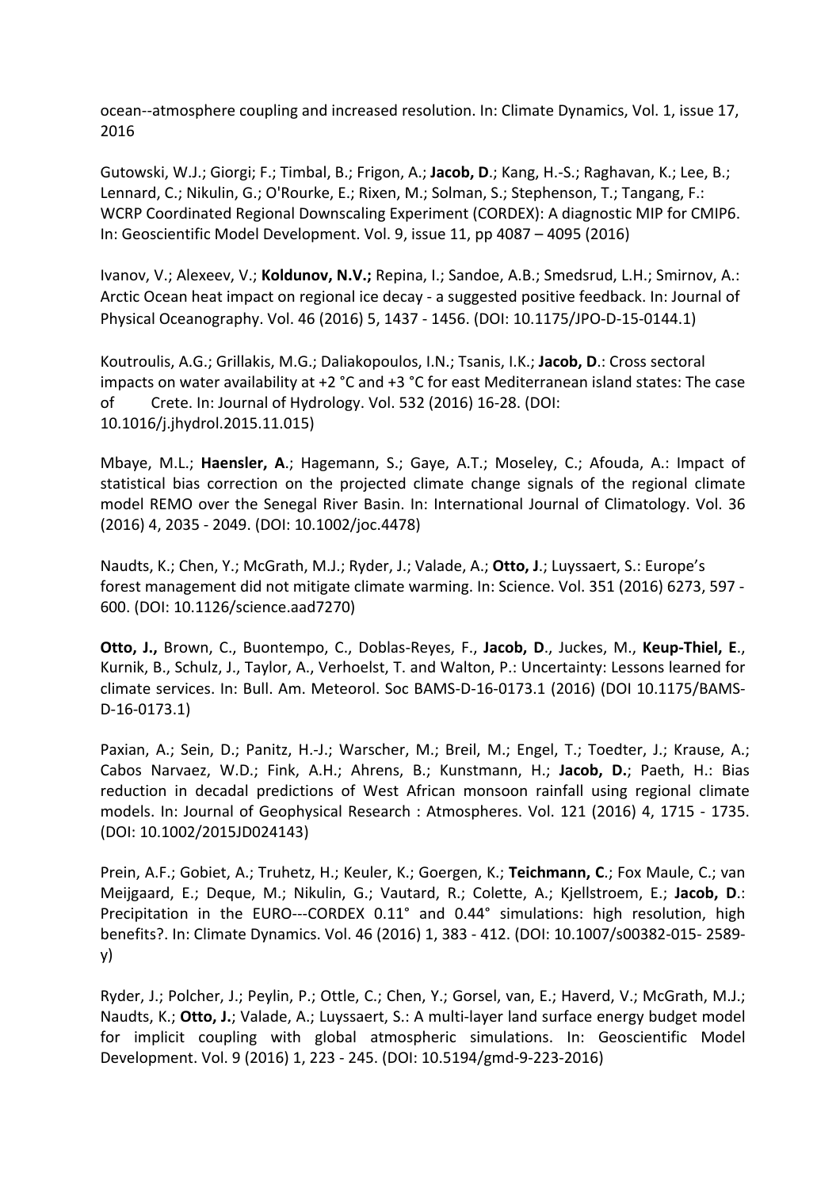ocean--atmosphere coupling and increased resolution. In: Climate Dynamics, Vol. 1, issue 17, 2016

Gutowski, W.J.; Giorgi; F.; Timbal, B.; Frigon, A.; **Jacob, D**.; Kang, H.-S.; Raghavan, K.; Lee, B.; Lennard, C.; Nikulin, G.; O'Rourke, E.; Rixen, M.; Solman, S.; Stephenson, T.; Tangang, F.: WCRP Coordinated Regional Downscaling Experiment (CORDEX): A diagnostic MIP for CMIP6. In: Geoscientific Model Development. Vol. 9, issue 11, pp 4087 – 4095 (2016)

Ivanov, V.; Alexeev, V.; **Koldunov, N.V.;** Repina, I.; Sandoe, A.B.; Smedsrud, L.H.; Smirnov, A.: Arctic Ocean heat impact on regional ice decay - a suggested positive feedback. In: Journal of Physical Oceanography. Vol. 46 (2016) 5, 1437 - 1456. (DOI: 10.1175/JPO-D-15-0144.1)

Koutroulis, A.G.; Grillakis, M.G.; Daliakopoulos, I.N.; Tsanis, I.K.; **Jacob, D**.: Cross sectoral impacts on water availability at +2 °C and +3 °C for east Mediterranean island states: The case of Crete. In: Journal of Hydrology. Vol. 532 (2016) 16-28. (DOI: 10.1016/j.jhydrol.2015.11.015)

Mbaye, M.L.; **Haensler, A**.; Hagemann, S.; Gaye, A.T.; Moseley, C.; Afouda, A.: Impact of statistical bias correction on the projected climate change signals of the regional climate model REMO over the Senegal River Basin. In: International Journal of Climatology. Vol. 36 (2016) 4, 2035 - 2049. (DOI: 10.1002/joc.4478)

Naudts, K.; Chen, Y.; McGrath, M.J.; Ryder, J.; Valade, A.; **Otto, J**.; Luyssaert, S.: Europe's forest management did not mitigate climate warming. In: Science. Vol. 351 (2016) 6273, 597 - 600. (DOI: 10.1126/science.aad7270)

**Otto, J.,** Brown, C., Buontempo, C., Doblas-Reyes, F., **Jacob, D**., Juckes, M., **Keup-Thiel, E**., Kurnik, B., Schulz, J., Taylor, A., Verhoelst, T. and Walton, P.: Uncertainty: Lessons learned for climate services. In: Bull. Am. Meteorol. Soc BAMS-D-16-0173.1 (2016) (DOI 10.1175/BAMS-D-16-0173.1)

Paxian, A.; Sein, D.; Panitz, H.-J.; Warscher, M.; Breil, M.; Engel, T.; Toedter, J.; Krause, A.; Cabos Narvaez, W.D.; Fink, A.H.; Ahrens, B.; Kunstmann, H.; **Jacob, D.**; Paeth, H.: Bias reduction in decadal predictions of West African monsoon rainfall using regional climate models. In: Journal of Geophysical Research : Atmospheres. Vol. 121 (2016) 4, 1715 - 1735. (DOI: 10.1002/2015JD024143)

Prein, A.F.; Gobiet, A.; Truhetz, H.; Keuler, K.; Goergen, K.; **Teichmann, C**.; Fox Maule, C.; van Meijgaard, E.; Deque, M.; Nikulin, G.; Vautard, R.; Colette, A.; Kjellstroem, E.; **Jacob, D**.: Precipitation in the EURO---CORDEX 0.11° and 0.44° simulations: high resolution, high benefits?. In: Climate Dynamics. Vol. 46 (2016) 1, 383 - 412. (DOI: 10.1007/s00382-015- 2589-y)

Ryder, J.; Polcher, J.; Peylin, P.; Ottle, C.; Chen, Y.; Gorsel, van, E.; Haverd, V.; McGrath, M.J.; Naudts, K.; **Otto, J.**; Valade, A.; Luyssaert, S.: A multi-layer land surface energy budget model for implicit coupling with global atmospheric simulations. In: Geoscientific Model Development. Vol. 9 (2016) 1, 223 - 245. (DOI: 10.5194/gmd-9-223-2016)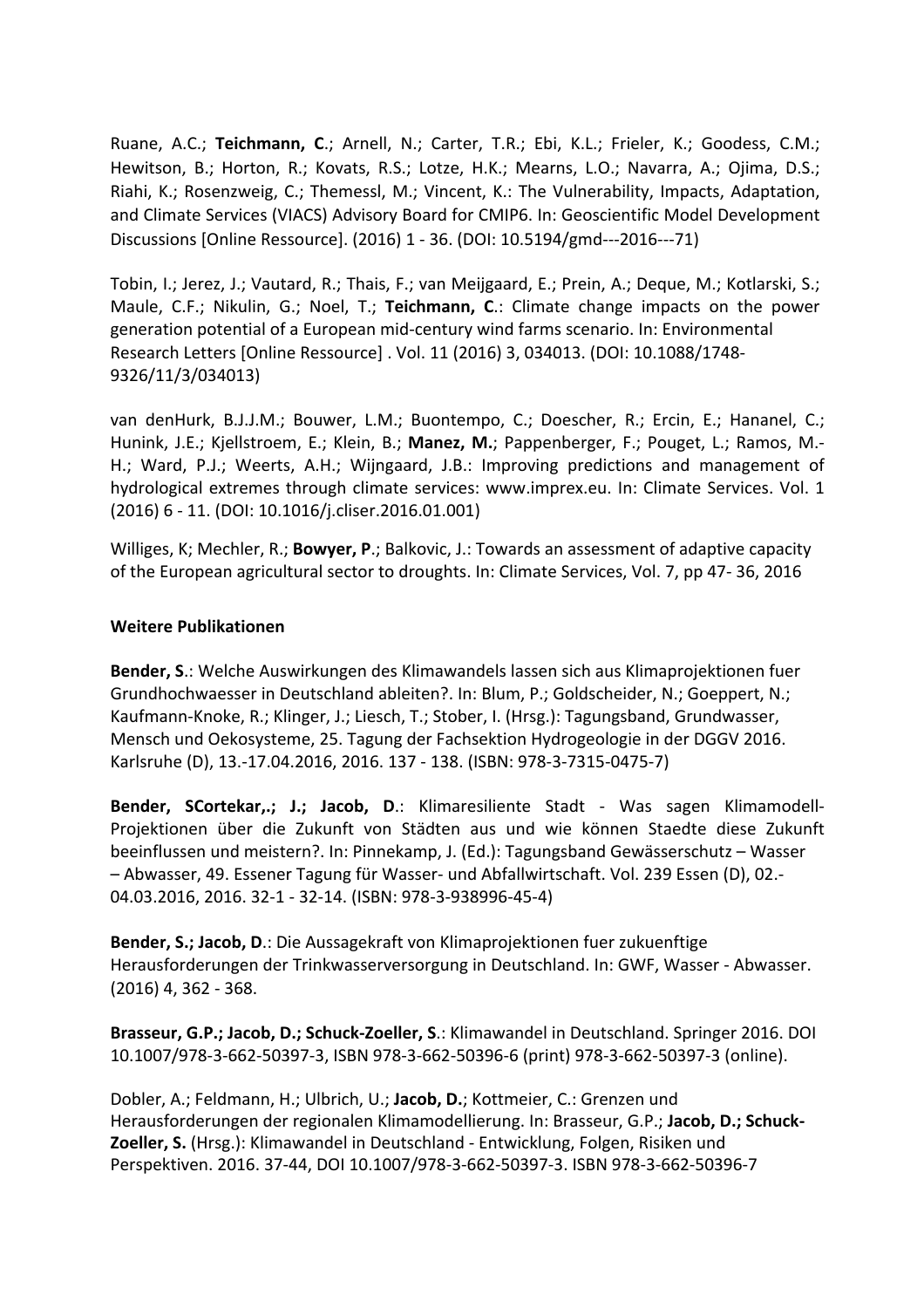Ruane, A.C.; **Teichmann, C**.; Arnell, N.; Carter, T.R.; Ebi, K.L.; Frieler, K.; Goodess, C.M.; Hewitson, B.; Horton, R.; Kovats, R.S.; Lotze, H.K.; Mearns, L.O.; Navarra, A.; Ojima, D.S.; Riahi, K.; Rosenzweig, C.; Themessl, M.; Vincent, K.: The Vulnerability, Impacts, Adaptation, and Climate Services (VIACS) Advisory Board for CMIP6. In: Geoscientific Model Development Discussions [Online Ressource]. (2016) 1 - 36. (DOI: 10.5194/gmd---2016---71)

Tobin, I.; Jerez, J.; Vautard, R.; Thais, F.; van Meijgaard, E.; Prein, A.; Deque, M.; Kotlarski, S.; Maule, C.F.; Nikulin, G.; Noel, T.; **Teichmann, C**.: Climate change impacts on the power generation potential of a European mid-century wind farms scenario. In: Environmental Research Letters [Online Ressource] . Vol. 11 (2016) 3, 034013. (DOI: 10.1088/1748-9326/11/3/034013)

van denHurk, B.J.J.M.; Bouwer, L.M.; Buontempo, C.; Doescher, R.; Ercin, E.; Hananel, C.; Hunink, J.E.; Kjellstroem, E.; Klein, B.; **Manez, M.**; Pappenberger, F.; Pouget, L.; Ramos, M.-H.; Ward, P.J.; Weerts, A.H.; Wijngaard, J.B.: Improving predictions and management of hydrological extremes through climate services: www.imprex.eu. In: Climate Services. Vol. 1 (2016) 6 - 11. (DOI: 10.1016/j.cliser.2016.01.001)

Williges, K; Mechler, R.; **Bowyer, P**.; Balkovic, J.: Towards an assessment of adaptive capacity of the European agricultural sector to droughts. In: Climate Services, Vol. 7, pp 47- 36, 2016

**Weitere Publikationen**

**Bender, S**.: Welche Auswirkungen des Klimawandels lassen sich aus Klimaprojektionen fuer Grundhochwaesser in Deutschland ableiten?. In: Blum, P.; Goldscheider, N.; Goeppert, N.; Kaufmann-Knoke, R.; Klinger, J.; Liesch, T.; Stober, I. (Hrsg.): Tagungsband, Grundwasser, Mensch und Oekosysteme, 25. Tagung der Fachsektion Hydrogeologie in der DGGV 2016. Karlsruhe (D), 13.-17.04.2016, 2016. 137 - 138. (ISBN: 978-3-7315-0475-7)

**Bender, SCortekar,.; J.; Jacob, D**.: Klimaresiliente Stadt - Was sagen Klimamodell-Projektionen über die Zukunft von Städten aus und wie können Staedte diese Zukunft beeinflussen und meistern?. In: Pinnekamp, J. (Ed.): Tagungsband Gewässerschutz – Wasser – Abwasser, 49. Essener Tagung für Wasser- und Abfallwirtschaft. Vol. 239 Essen (D), 02.-04.03.2016, 2016. 32-1 - 32-14. (ISBN: 978-3-938996-45-4)

**Bender, S.; Jacob, D**.: Die Aussagekraft von Klimaprojektionen fuer zukuenftige Herausforderungen der Trinkwasserversorgung in Deutschland. In: GWF, Wasser - Abwasser. (2016) 4, 362 - 368.

**Brasseur, G.P.; Jacob, D.; Schuck-Zoeller, S**.: Klimawandel in Deutschland. Springer 2016. DOI 10.1007/978-3-662-50397-3, ISBN 978-3-662-50396-6 (print) 978-3-662-50397-3 (online).

Dobler, A.; Feldmann, H.; Ulbrich, U.; **Jacob, D.**; Kottmeier, C.: Grenzen und Herausforderungen der regionalen Klimamodellierung. In: Brasseur, G.P.; **Jacob, D.; Schuck-Zoeller, S.** (Hrsg.): Klimawandel in Deutschland - Entwicklung, Folgen, Risiken und Perspektiven. 2016. 37-44, DOI 10.1007/978-3-662-50397-3. ISBN 978-3-662-50396-7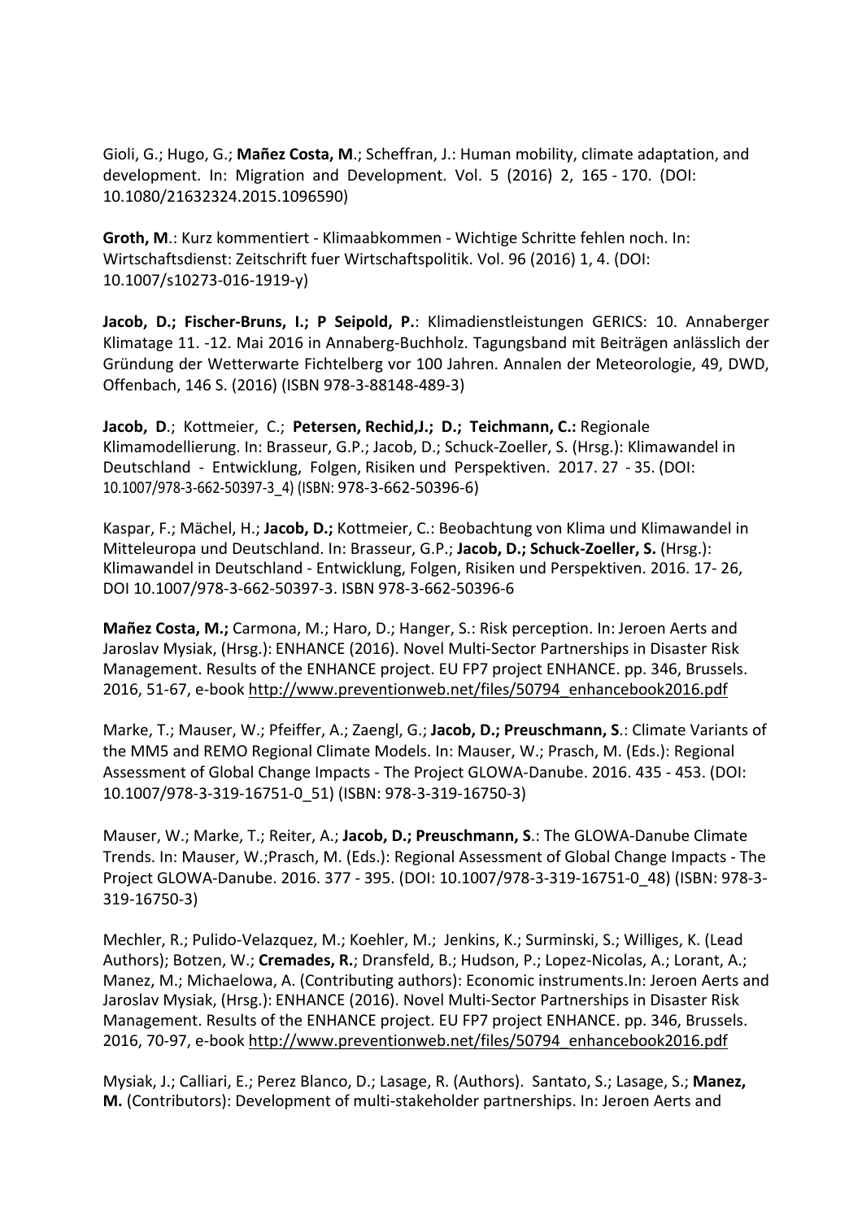Gioli, G.; Hugo, G.; **Mañez Costa, M**.; Scheffran, J.: Human mobility, climate adaptation, and development. In: Migration and Development. Vol. 5 (2016) 2, 165 - 170. (DOI: 10.1080/21632324.2015.1096590)

**Groth, M**.: Kurz kommentiert - Klimaabkommen - Wichtige Schritte fehlen noch. In: Wirtschaftsdienst: Zeitschrift fuer Wirtschaftspolitik. Vol. 96 (2016) 1, 4. (DOI: 10.1007/s10273-016-1919-y)

**Jacob, D.; Fischer-Bruns, I.; P Seipold, P.**: Klimadienstleistungen GERICS: 10. Annaberger Klimatage 11. -12. Mai 2016 in Annaberg-Buchholz. Tagungsband mit Beiträgen anlässlich der Gründung der Wetterwarte Fichtelberg vor 100 Jahren. Annalen der Meteorologie, 49, DWD, Offenbach, 146 S. (2016) (ISBN 978-3-88148-489-3)

**Jacob, D**.; Kottmeier, C.; **Petersen, Rechid,J.; D.; Teichmann, C.:** Regionale Klimamodellierung. In: Brasseur, G.P.; Jacob, D.; Schuck-Zoeller, S. (Hrsg.): Klimawandel in Deutschland - Entwicklung, Folgen, Risiken und Perspektiven. 2017. 27 - 35. (DOI: 10.1007/978-3-662-50397-3_4) (ISBN: 978-3-662-50396-6)

Kaspar, F.; Mächel, H.; **Jacob, D.;** Kottmeier, C.: Beobachtung von Klima und Klimawandel in Mitteleuropa und Deutschland. In: Brasseur, G.P.; **Jacob, D.; Schuck-Zoeller, S.** (Hrsg.): Klimawandel in Deutschland - Entwicklung, Folgen, Risiken und Perspektiven. 2016. 17- 26, DOI 10.1007/978-3-662-50397-3. ISBN 978-3-662-50396-6

**Mañez Costa, M.;** Carmona, M.; Haro, D.; Hanger, S.: Risk perception. In: Jeroen Aerts and Jaroslav Mysiak, (Hrsg.): ENHANCE (2016). Novel Multi-Sector Partnerships in Disaster Risk Management. Results of the ENHANCE project. EU FP7 project ENHANCE. pp. 346, Brussels. 2016, 51-67, e-book http://www.preventionweb.net/files/50794_enhancebook2016.pdf

Marke, T.; Mauser, W.; Pfeiffer, A.; Zaengl, G.; **Jacob, D.; Preuschmann, S**.: Climate Variants of the MM5 and REMO Regional Climate Models. In: Mauser, W.; Prasch, M. (Eds.): Regional Assessment of Global Change Impacts - The Project GLOWA-Danube. 2016. 435 - 453. (DOI: 10.1007/978-3-319-16751-0_51) (ISBN: 978-3-319-16750-3)

Mauser, W.; Marke, T.; Reiter, A.; **Jacob, D.; Preuschmann, S**.: The GLOWA-Danube Climate Trends. In: Mauser, W.;Prasch, M. (Eds.): Regional Assessment of Global Change Impacts - The Project GLOWA-Danube. 2016. 377 - 395. (DOI: 10.1007/978-3-319-16751-0_48) (ISBN: 978-3-319-16750-3)

Mechler, R.; Pulido-Velazquez, M.; Koehler, M.; Jenkins, K.; Surminski, S.; Williges, K. (Lead Authors); Botzen, W.; **Cremades, R.**; Dransfeld, B.; Hudson, P.; Lopez-Nicolas, A.; Lorant, A.; Manez, M.; Michaelowa, A. (Contributing authors): Economic instruments.In: Jeroen Aerts and Jaroslav Mysiak, (Hrsg.): ENHANCE (2016). Novel Multi-Sector Partnerships in Disaster Risk Management. Results of the ENHANCE project. EU FP7 project ENHANCE. pp. 346, Brussels. 2016, 70-97, e-book http://www.preventionweb.net/files/50794_enhancebook2016.pdf

Mysiak, J.; Calliari, E.; Perez Blanco, D.; Lasage, R. (Authors). Santato, S.; Lasage, S.; **Manez, M.** (Contributors): Development of multi-stakeholder partnerships. In: Jeroen Aerts and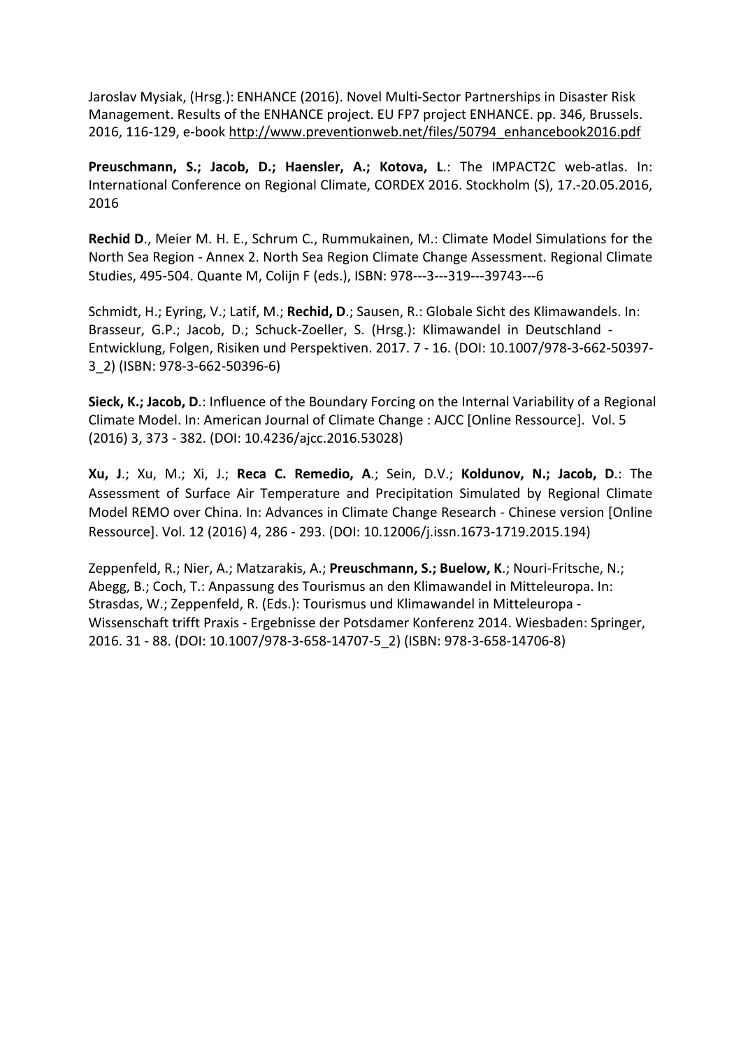Jaroslav Mysiak, (Hrsg.): ENHANCE (2016). Novel Multi-Sector Partnerships in Disaster Risk Management. Results of the ENHANCE project. EU FP7 project ENHANCE. pp. 346, Brussels. 2016, 116-129, e-book http://www.preventionweb.net/files/50794_enhancebook2016.pdf

**Preuschmann, S.; Jacob, D.; Haensler, A.; Kotova, L**.: The IMPACT2C web-atlas. In: International Conference on Regional Climate, CORDEX 2016. Stockholm (S), 17.-20.05.2016, 2016

**Rechid D**., Meier M. H. E., Schrum C., Rummukainen, M.: Climate Model Simulations for the North Sea Region - Annex 2. North Sea Region Climate Change Assessment. Regional Climate Studies, 495-504. Quante M, Colijn F (eds.), ISBN: 978---3---319---39743---6

Schmidt, H.; Eyring, V.; Latif, M.; **Rechid, D**.; Sausen, R.: Globale Sicht des Klimawandels. In: Brasseur, G.P.; Jacob, D.; Schuck-Zoeller, S. (Hrsg.): Klimawandel in Deutschland - Entwicklung, Folgen, Risiken und Perspektiven. 2017. 7 - 16. (DOI: 10.1007/978-3-662-50397-3_2) (ISBN: 978-3-662-50396-6)

**Sieck, K.; Jacob, D**.: Influence of the Boundary Forcing on the Internal Variability of a Regional Climate Model. In: American Journal of Climate Change : AJCC [Online Ressource]. Vol. 5 (2016) 3, 373 - 382. (DOI: 10.4236/ajcc.2016.53028)

**Xu, J**.; Xu, M.; Xi, J.; **Reca C. Remedio, A**.; Sein, D.V.; **Koldunov, N.; Jacob, D**.: The Assessment of Surface Air Temperature and Precipitation Simulated by Regional Climate Model REMO over China. In: Advances in Climate Change Research - Chinese version [Online Ressource]. Vol. 12 (2016) 4, 286 - 293. (DOI: 10.12006/j.issn.1673-1719.2015.194)

Zeppenfeld, R.; Nier, A.; Matzarakis, A.; **Preuschmann, S.; Buelow, K**.; Nouri-Fritsche, N.; Abegg, B.; Coch, T.: Anpassung des Tourismus an den Klimawandel in Mitteleuropa. In: Strasdas, W.; Zeppenfeld, R. (Eds.): Tourismus und Klimawandel in Mitteleuropa - Wissenschaft trifft Praxis - Ergebnisse der Potsdamer Konferenz 2014. Wiesbaden: Springer, 2016. 31 - 88. (DOI: 10.1007/978-3-658-14707-5_2) (ISBN: 978-3-658-14706-8)